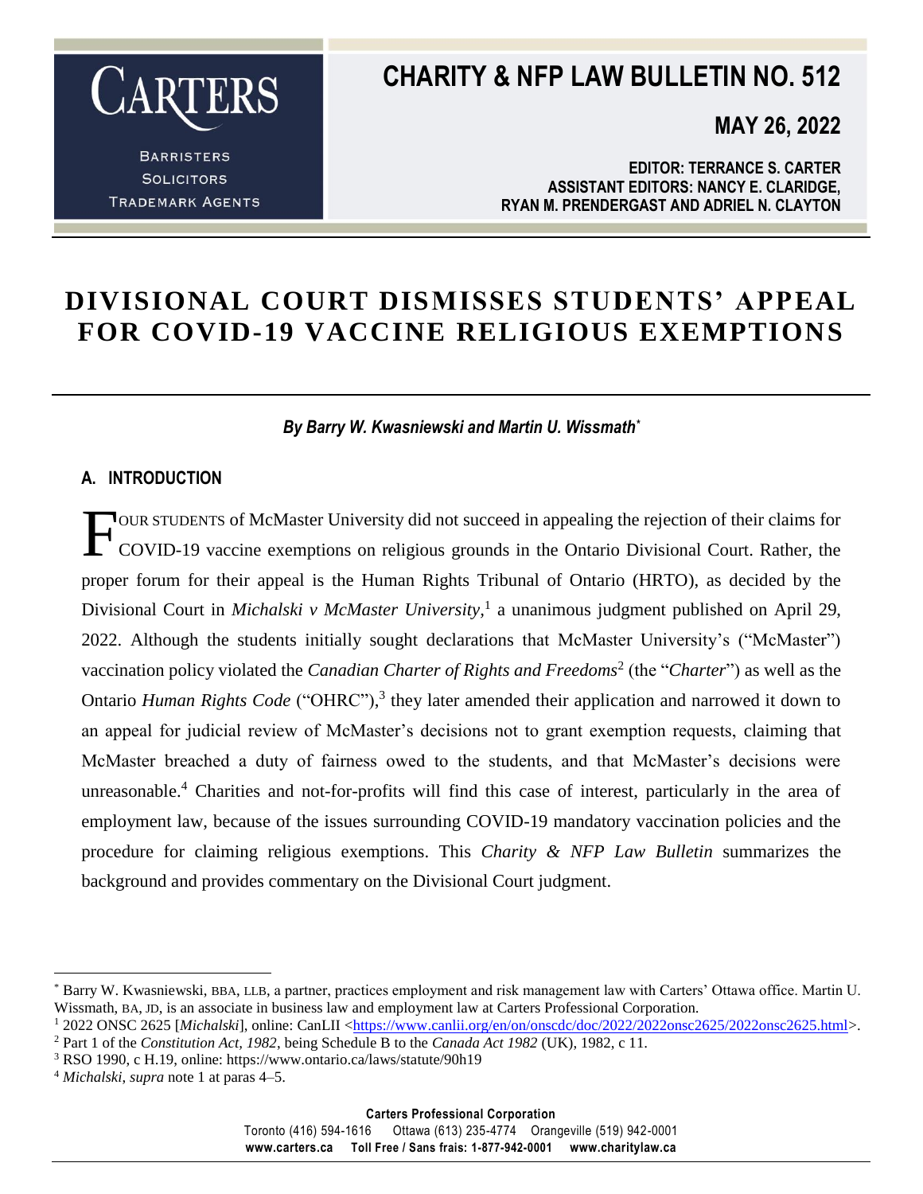CARTERS

BARRISTERS
SOLICITORS
TRADEMARK AGENTS

# CHARITY & NFP LAW BULLETIN NO. 512

**MAY 26, 2022**

**EDITOR: TERRANCE S. CARTER**
**ASSISTANT EDITORS: NANCY E. CLARIDGE, RYAN M. PRENDERGAST AND ADRIEL N. CLAYTON**

# DIVISIONAL COURT DISMISSES STUDENTS' APPEAL FOR COVID-19 VACCINE RELIGIOUS EXEMPTIONS

***By Barry W. Kwasniewski and Martin U. Wissmath****

## A. INTRODUCTION

FOUR STUDENTS of McMaster University did not succeed in appealing the rejection of their claims for COVID-19 vaccine exemptions on religious grounds in the Ontario Divisional Court. Rather, the proper forum for their appeal is the Human Rights Tribunal of Ontario (HRTO), as decided by the Divisional Court in *Michalski v McMaster University,*[1] a unanimous judgment published on April 29, 2022. Although the students initially sought declarations that McMaster University's ("McMaster") vaccination policy violated the *Canadian Charter of Rights and Freedoms*[2] (the "*Charter*") as well as the Ontario *Human Rights Code* ("OHRC"),[3] they later amended their application and narrowed it down to an appeal for judicial review of McMaster's decisions not to grant exemption requests, claiming that McMaster breached a duty of fairness owed to the students, and that McMaster's decisions were unreasonable.[4] Charities and not-for-profits will find this case of interest, particularly in the area of employment law, because of the issues surrounding COVID-19 mandatory vaccination policies and the procedure for claiming religious exemptions. This *Charity & NFP Law Bulletin* summarizes the background and provides commentary on the Divisional Court judgment.

---

\* Barry W. Kwasniewski, BBA, LLB, a partner, practices employment and risk management law with Carters' Ottawa office. Martin U. Wissmath, BA, JD, is an associate in business law and employment law at Carters Professional Corporation.

[1] 2022 ONSC 2625 [*Michalski*], online: CanLII <https://www.canlii.org/en/on/onscdc/doc/2022/2022onsc2625/2022onsc2625.html>.

[2] Part 1 of the *Constitution Act, 1982*, being Schedule B to the *Canada Act 1982* (UK), 1982, c 11.

[3] RSO 1990, c H.19, online: https://www.ontario.ca/laws/statute/90h19

[4] *Michalski*, *supra* note 1 at paras 4–5.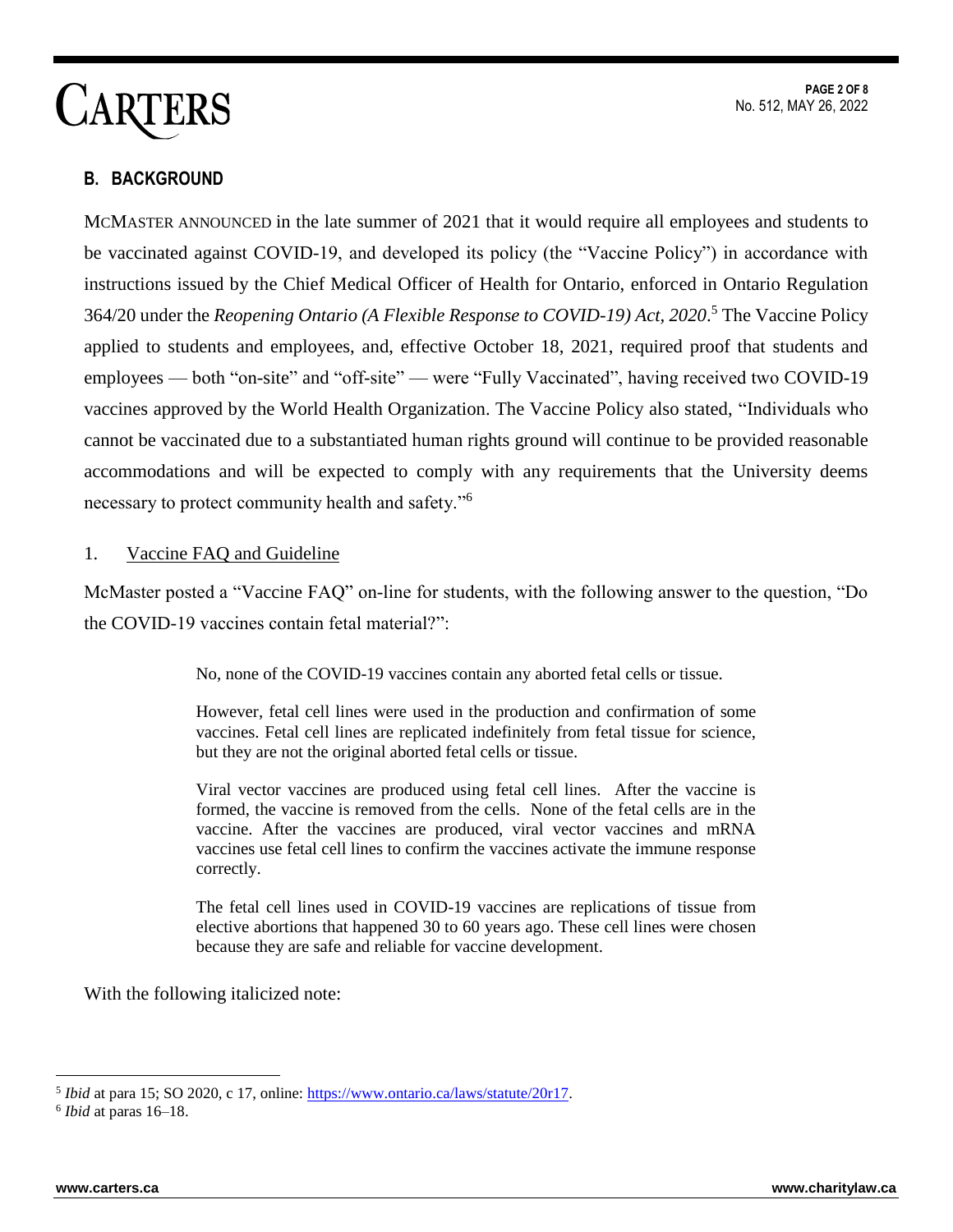## B. BACKGROUND

MCMASTER ANNOUNCED in the late summer of 2021 that it would require all employees and students to be vaccinated against COVID-19, and developed its policy (the "Vaccine Policy") in accordance with instructions issued by the Chief Medical Officer of Health for Ontario, enforced in Ontario Regulation 364/20 under the *Reopening Ontario (A Flexible Response to COVID-19) Act, 2020*.[5] The Vaccine Policy applied to students and employees, and, effective October 18, 2021, required proof that students and employees — both "on-site" and "off-site" — were "Fully Vaccinated", having received two COVID-19 vaccines approved by the World Health Organization. The Vaccine Policy also stated, "Individuals who cannot be vaccinated due to a substantiated human rights ground will continue to be provided reasonable accommodations and will be expected to comply with any requirements that the University deems necessary to protect community health and safety."[6]

### 1. Vaccine FAQ and Guideline

McMaster posted a "Vaccine FAQ" on-line for students, with the following answer to the question, "Do the COVID-19 vaccines contain fetal material?":

> No, none of the COVID-19 vaccines contain any aborted fetal cells or tissue.
>
> However, fetal cell lines were used in the production and confirmation of some vaccines. Fetal cell lines are replicated indefinitely from fetal tissue for science, but they are not the original aborted fetal cells or tissue.
>
> Viral vector vaccines are produced using fetal cell lines. After the vaccine is formed, the vaccine is removed from the cells. None of the fetal cells are in the vaccine. After the vaccines are produced, viral vector vaccines and mRNA vaccines use fetal cell lines to confirm the vaccines activate the immune response correctly.
>
> The fetal cell lines used in COVID-19 vaccines are replications of tissue from elective abortions that happened 30 to 60 years ago. These cell lines were chosen because they are safe and reliable for vaccine development.

With the following italicized note:

---

[5] *Ibid* at para 15; SO 2020, c 17, online: https://www.ontario.ca/laws/statute/20r17.

[6] *Ibid* at paras 16–18.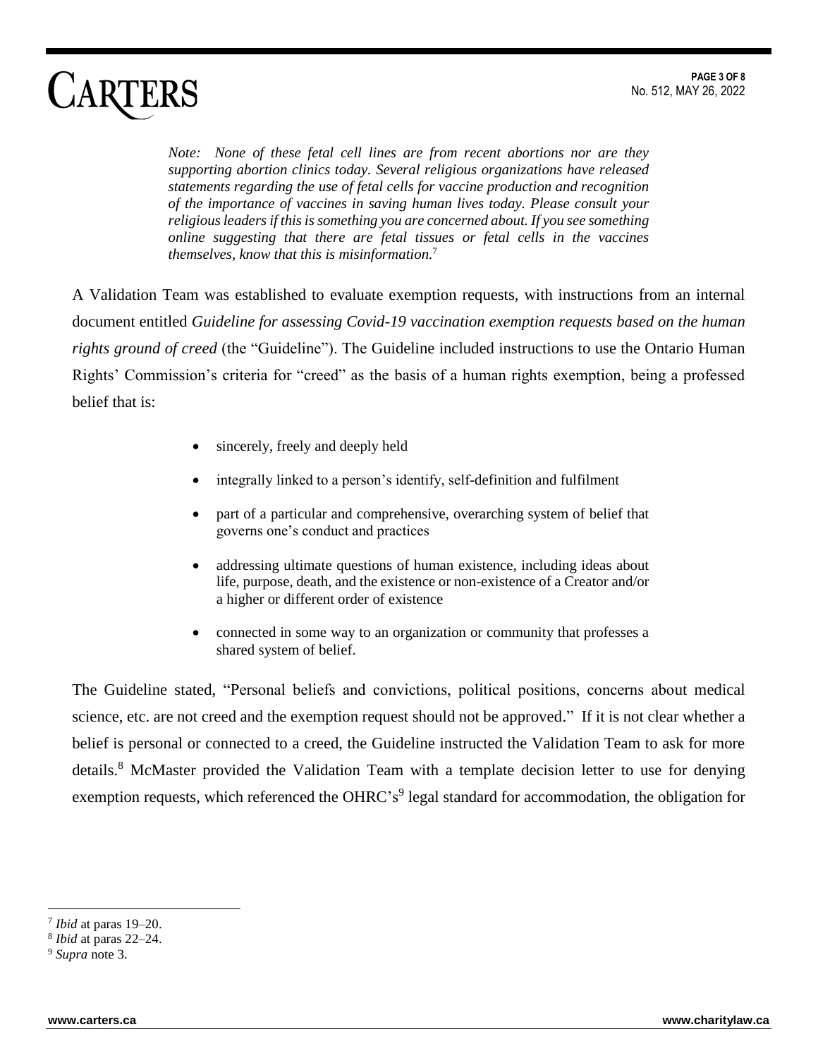*Note: None of these fetal cell lines are from recent abortions nor are they supporting abortion clinics today. Several religious organizations have released statements regarding the use of fetal cells for vaccine production and recognition of the importance of vaccines in saving human lives today. Please consult your religious leaders if this is something you are concerned about. If you see something online suggesting that there are fetal tissues or fetal cells in the vaccines themselves, know that this is misinformation.*[7]

A Validation Team was established to evaluate exemption requests, with instructions from an internal document entitled *Guideline for assessing Covid-19 vaccination exemption requests based on the human rights ground of creed* (the "Guideline"). The Guideline included instructions to use the Ontario Human Rights' Commission's criteria for "creed" as the basis of a human rights exemption, being a professed belief that is:

- sincerely, freely and deeply held
- integrally linked to a person's identify, self-definition and fulfilment
- part of a particular and comprehensive, overarching system of belief that governs one's conduct and practices
- addressing ultimate questions of human existence, including ideas about life, purpose, death, and the existence or non-existence of a Creator and/or a higher or different order of existence
- connected in some way to an organization or community that professes a shared system of belief.

The Guideline stated, "Personal beliefs and convictions, political positions, concerns about medical science, etc. are not creed and the exemption request should not be approved." If it is not clear whether a belief is personal or connected to a creed, the Guideline instructed the Validation Team to ask for more details.[8] McMaster provided the Validation Team with a template decision letter to use for denying exemption requests, which referenced the OHRC's[9] legal standard for accommodation, the obligation for

---

[7] *Ibid* at paras 19–20.

[8] *Ibid* at paras 22–24.

[9] *Supra* note 3.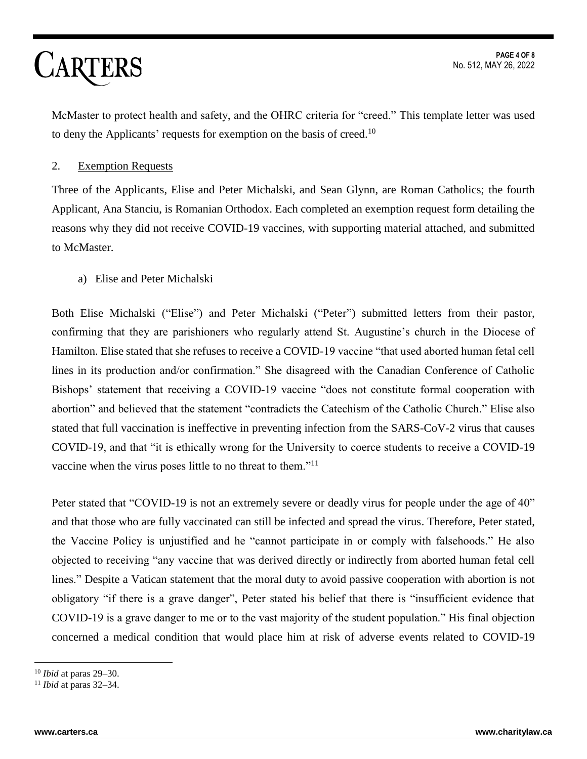McMaster to protect health and safety, and the OHRC criteria for "creed." This template letter was used to deny the Applicants' requests for exemption on the basis of creed.[10]

2. Exemption Requests

Three of the Applicants, Elise and Peter Michalski, and Sean Glynn, are Roman Catholics; the fourth Applicant, Ana Stanciu, is Romanian Orthodox. Each completed an exemption request form detailing the reasons why they did not receive COVID-19 vaccines, with supporting material attached, and submitted to McMaster.

a) Elise and Peter Michalski

Both Elise Michalski ("Elise") and Peter Michalski ("Peter") submitted letters from their pastor, confirming that they are parishioners who regularly attend St. Augustine's church in the Diocese of Hamilton. Elise stated that she refuses to receive a COVID-19 vaccine "that used aborted human fetal cell lines in its production and/or confirmation." She disagreed with the Canadian Conference of Catholic Bishops' statement that receiving a COVID-19 vaccine "does not constitute formal cooperation with abortion" and believed that the statement "contradicts the Catechism of the Catholic Church." Elise also stated that full vaccination is ineffective in preventing infection from the SARS-CoV-2 virus that causes COVID-19, and that "it is ethically wrong for the University to coerce students to receive a COVID-19 vaccine when the virus poses little to no threat to them."[11]

Peter stated that "COVID-19 is not an extremely severe or deadly virus for people under the age of 40" and that those who are fully vaccinated can still be infected and spread the virus. Therefore, Peter stated, the Vaccine Policy is unjustified and he "cannot participate in or comply with falsehoods." He also objected to receiving "any vaccine that was derived directly or indirectly from aborted human fetal cell lines." Despite a Vatican statement that the moral duty to avoid passive cooperation with abortion is not obligatory "if there is a grave danger", Peter stated his belief that there is "insufficient evidence that COVID-19 is a grave danger to me or to the vast majority of the student population." His final objection concerned a medical condition that would place him at risk of adverse events related to COVID-19

---

[10] *Ibid* at paras 29–30.

[11] *Ibid* at paras 32–34.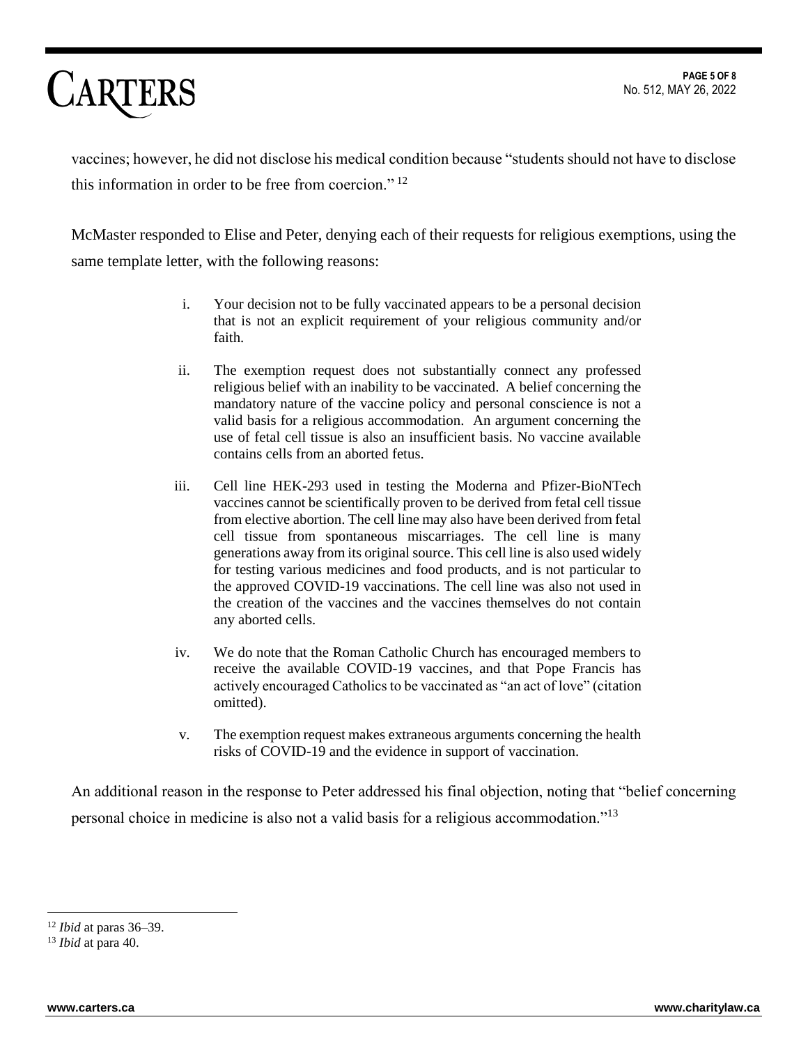vaccines; however, he did not disclose his medical condition because "students should not have to disclose this information in order to be free from coercion." [12]

McMaster responded to Elise and Peter, denying each of their requests for religious exemptions, using the same template letter, with the following reasons:

> i. Your decision not to be fully vaccinated appears to be a personal decision that is not an explicit requirement of your religious community and/or faith.
>
> ii. The exemption request does not substantially connect any professed religious belief with an inability to be vaccinated. A belief concerning the mandatory nature of the vaccine policy and personal conscience is not a valid basis for a religious accommodation. An argument concerning the use of fetal cell tissue is also an insufficient basis. No vaccine available contains cells from an aborted fetus.
>
> iii. Cell line HEK-293 used in testing the Moderna and Pfizer-BioNTech vaccines cannot be scientifically proven to be derived from fetal cell tissue from elective abortion. The cell line may also have been derived from fetal cell tissue from spontaneous miscarriages. The cell line is many generations away from its original source. This cell line is also used widely for testing various medicines and food products, and is not particular to the approved COVID-19 vaccinations. The cell line was also not used in the creation of the vaccines and the vaccines themselves do not contain any aborted cells.
>
> iv. We do note that the Roman Catholic Church has encouraged members to receive the available COVID-19 vaccines, and that Pope Francis has actively encouraged Catholics to be vaccinated as "an act of love" (citation omitted).
>
> v. The exemption request makes extraneous arguments concerning the health risks of COVID-19 and the evidence in support of vaccination.

An additional reason in the response to Peter addressed his final objection, noting that "belief concerning personal choice in medicine is also not a valid basis for a religious accommodation."[13]

---

[12] *Ibid* at paras 36–39.

[13] *Ibid* at para 40.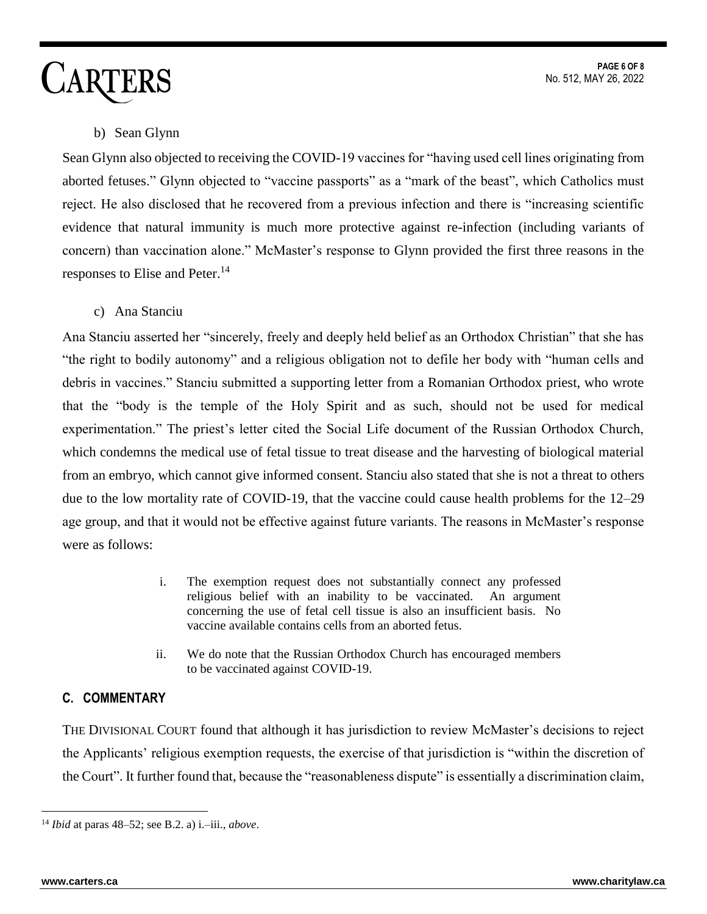b) Sean Glynn

Sean Glynn also objected to receiving the COVID-19 vaccines for "having used cell lines originating from aborted fetuses." Glynn objected to "vaccine passports" as a "mark of the beast", which Catholics must reject. He also disclosed that he recovered from a previous infection and there is "increasing scientific evidence that natural immunity is much more protective against re-infection (including variants of concern) than vaccination alone." McMaster's response to Glynn provided the first three reasons in the responses to Elise and Peter.[14]

c) Ana Stanciu

Ana Stanciu asserted her "sincerely, freely and deeply held belief as an Orthodox Christian" that she has "the right to bodily autonomy" and a religious obligation not to defile her body with "human cells and debris in vaccines." Stanciu submitted a supporting letter from a Romanian Orthodox priest, who wrote that the "body is the temple of the Holy Spirit and as such, should not be used for medical experimentation." The priest's letter cited the Social Life document of the Russian Orthodox Church, which condemns the medical use of fetal tissue to treat disease and the harvesting of biological material from an embryo, which cannot give informed consent. Stanciu also stated that she is not a threat to others due to the low mortality rate of COVID-19, that the vaccine could cause health problems for the 12–29 age group, and that it would not be effective against future variants. The reasons in McMaster's response were as follows:

> i. The exemption request does not substantially connect any professed religious belief with an inability to be vaccinated. An argument concerning the use of fetal cell tissue is also an insufficient basis. No vaccine available contains cells from an aborted fetus.
>
> ii. We do note that the Russian Orthodox Church has encouraged members to be vaccinated against COVID-19.

## C. COMMENTARY

THE DIVISIONAL COURT found that although it has jurisdiction to review McMaster's decisions to reject the Applicants' religious exemption requests, the exercise of that jurisdiction is "within the discretion of the Court". It further found that, because the "reasonableness dispute" is essentially a discrimination claim,

---

[14] *Ibid* at paras 48–52; see B.2. a) i.–iii., *above*.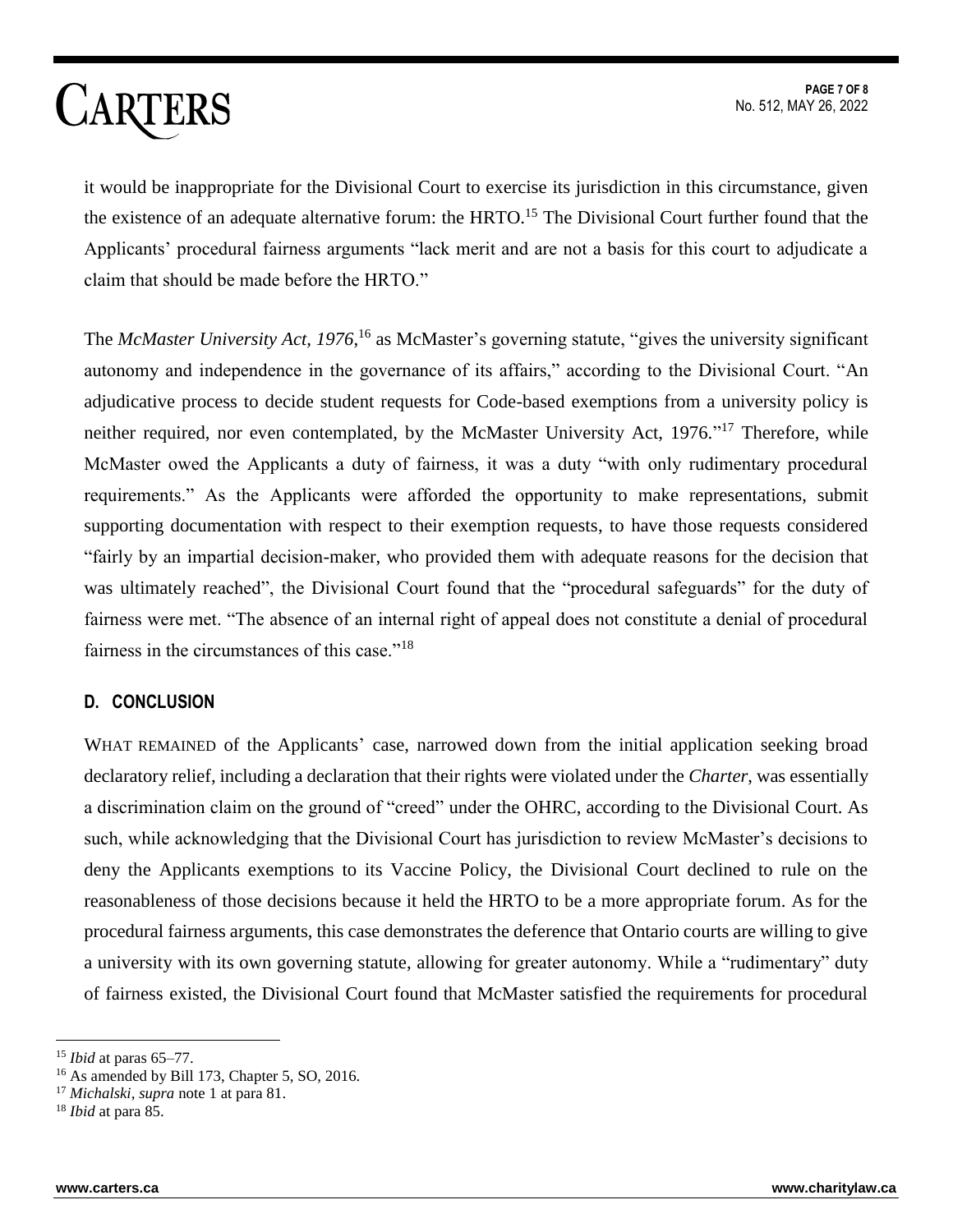it would be inappropriate for the Divisional Court to exercise its jurisdiction in this circumstance, given the existence of an adequate alternative forum: the HRTO.[15] The Divisional Court further found that the Applicants' procedural fairness arguments "lack merit and are not a basis for this court to adjudicate a claim that should be made before the HRTO."

The *McMaster University Act, 1976*,[16] as McMaster's governing statute, "gives the university significant autonomy and independence in the governance of its affairs," according to the Divisional Court. "An adjudicative process to decide student requests for Code-based exemptions from a university policy is neither required, nor even contemplated, by the McMaster University Act, 1976."[17] Therefore, while McMaster owed the Applicants a duty of fairness, it was a duty "with only rudimentary procedural requirements." As the Applicants were afforded the opportunity to make representations, submit supporting documentation with respect to their exemption requests, to have those requests considered "fairly by an impartial decision-maker, who provided them with adequate reasons for the decision that was ultimately reached", the Divisional Court found that the "procedural safeguards" for the duty of fairness were met. "The absence of an internal right of appeal does not constitute a denial of procedural fairness in the circumstances of this case."[18]

## D. CONCLUSION

WHAT REMAINED of the Applicants' case, narrowed down from the initial application seeking broad declaratory relief, including a declaration that their rights were violated under the *Charter*, was essentially a discrimination claim on the ground of "creed" under the OHRC, according to the Divisional Court. As such, while acknowledging that the Divisional Court has jurisdiction to review McMaster's decisions to deny the Applicants exemptions to its Vaccine Policy, the Divisional Court declined to rule on the reasonableness of those decisions because it held the HRTO to be a more appropriate forum. As for the procedural fairness arguments, this case demonstrates the deference that Ontario courts are willing to give a university with its own governing statute, allowing for greater autonomy. While a "rudimentary" duty of fairness existed, the Divisional Court found that McMaster satisfied the requirements for procedural

---

[15] *Ibid* at paras 65–77.

[16] As amended by Bill 173, Chapter 5, SO, 2016.

[17] *Michalski*, *supra* note 1 at para 81.

[18] *Ibid* at para 85.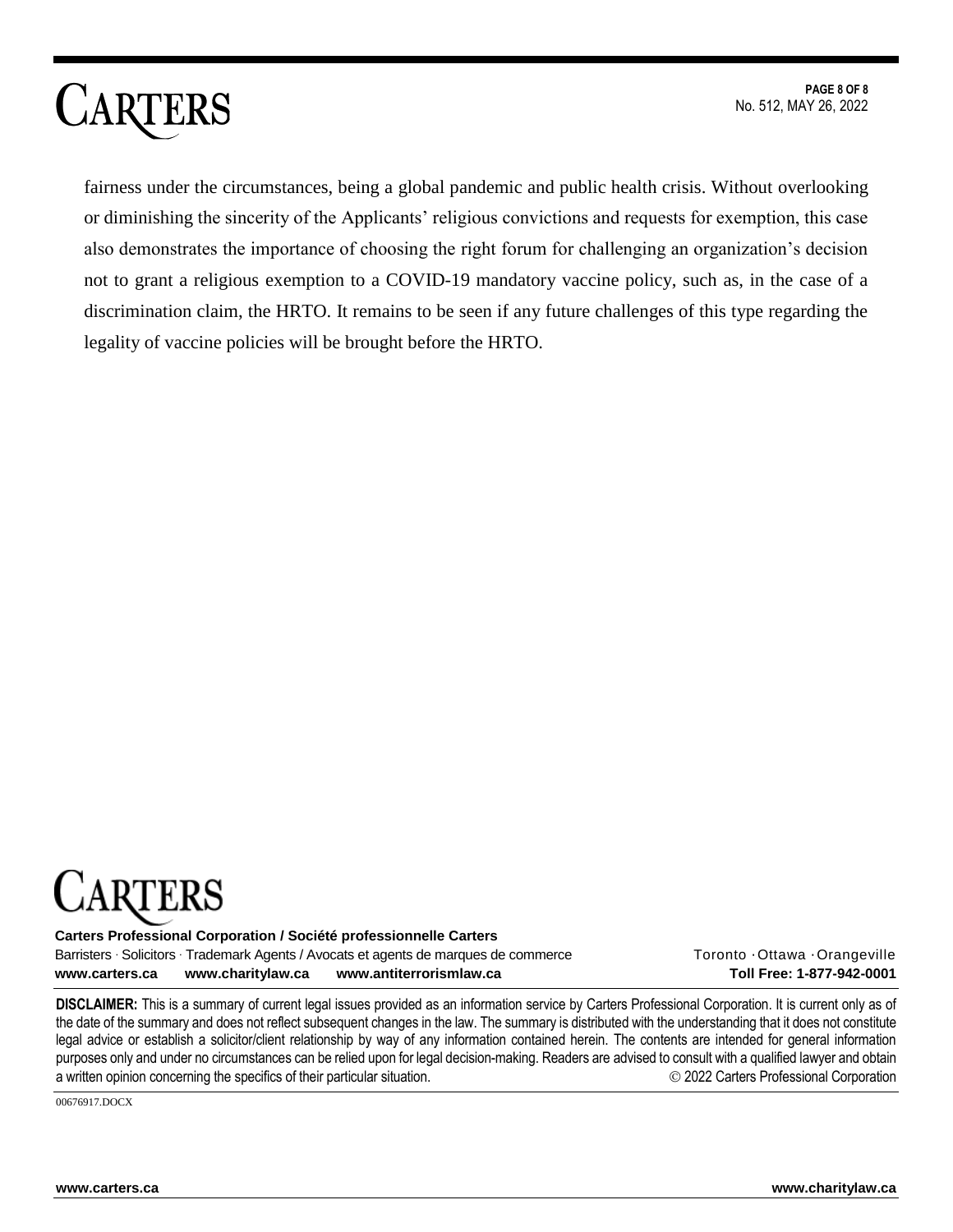fairness under the circumstances, being a global pandemic and public health crisis. Without overlooking or diminishing the sincerity of the Applicants' religious convictions and requests for exemption, this case also demonstrates the importance of choosing the right forum for challenging an organization's decision not to grant a religious exemption to a COVID-19 mandatory vaccine policy, such as, in the case of a discrimination claim, the HRTO. It remains to be seen if any future challenges of this type regarding the legality of vaccine policies will be brought before the HRTO.

CARTERS

**Carters Professional Corporation / Société professionnelle Carters**
Barristers · Solicitors · Trademark Agents / Avocats et agents de marques de commerce
Toronto · Ottawa · Orangeville
**www.carters.ca** **www.charitylaw.ca** **www.antiterrorismlaw.ca**
**Toll Free: 1-877-942-0001**

**DISCLAIMER:** This is a summary of current legal issues provided as an information service by Carters Professional Corporation. It is current only as of the date of the summary and does not reflect subsequent changes in the law. The summary is distributed with the understanding that it does not constitute legal advice or establish a solicitor/client relationship by way of any information contained herein. The contents are intended for general information purposes only and under no circumstances can be relied upon for legal decision-making. Readers are advised to consult with a qualified lawyer and obtain a written opinion concerning the specifics of their particular situation. © 2022 Carters Professional Corporation

00676917.DOCX